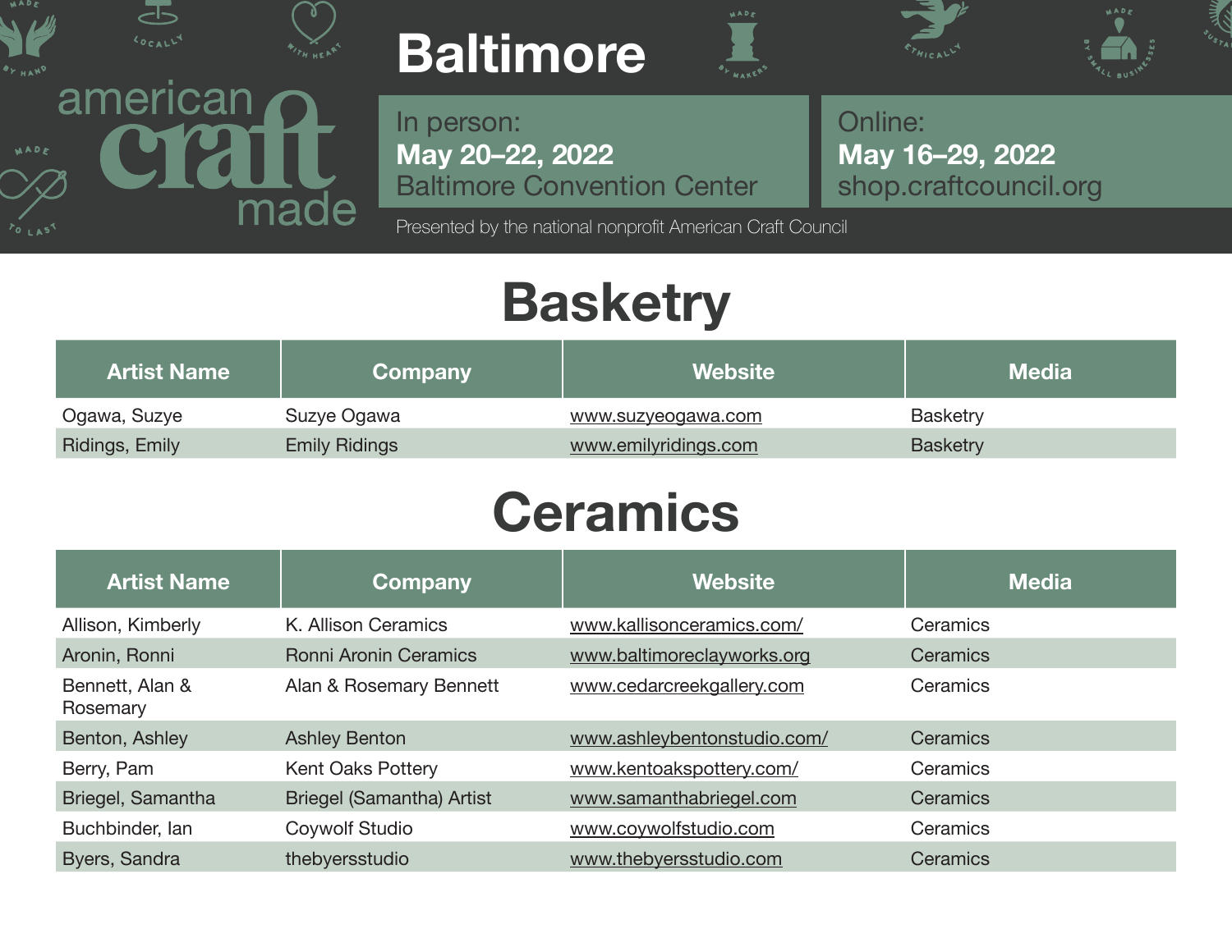american craft made

# Baltimore

In person:
**May 20–22, 2022**
Baltimore Convention Center

Online:
**May 16–29, 2022**
shop.craftcouncil.org

Presented by the national nonprofit American Craft Council

## Basketry

| Artist Name | Company | Website | Media |
|---|---|---|---|
| Ogawa, Suzye | Suzye Ogawa | www.suzyeogawa.com | Basketry |
| Ridings, Emily | Emily Ridings | www.emilyridings.com | Basketry |

## Ceramics

| Artist Name | Company | Website | Media |
|---|---|---|---|
| Allison, Kimberly | K. Allison Ceramics | www.kallisonceramics.com/ | Ceramics |
| Aronin, Ronni | Ronni Aronin Ceramics | www.baltimoreclayworks.org | Ceramics |
| Bennett, Alan & Rosemary | Alan & Rosemary Bennett | www.cedarcreekgallery.com | Ceramics |
| Benton, Ashley | Ashley Benton | www.ashleybentonstudio.com/ | Ceramics |
| Berry, Pam | Kent Oaks Pottery | www.kentoakspottery.com/ | Ceramics |
| Briegel, Samantha | Briegel (Samantha) Artist | www.samanthabriegel.com | Ceramics |
| Buchbinder, Ian | Coywolf Studio | www.coywolfstudio.com | Ceramics |
| Byers, Sandra | thebyersstudio | www.thebyersstudio.com | Ceramics |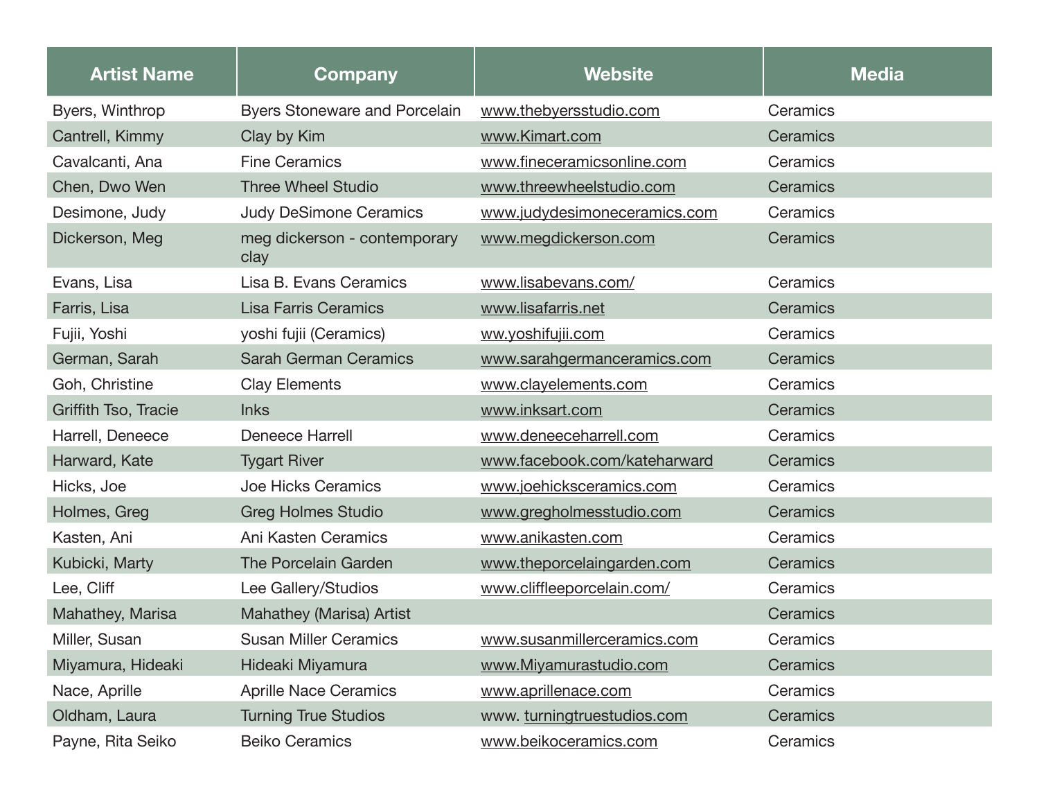| Artist Name | Company | Website | Media |
|---|---|---|---|
| Byers, Winthrop | Byers Stoneware and Porcelain | www.thebyersstudio.com | Ceramics |
| Cantrell, Kimmy | Clay by Kim | www.Kimart.com | Ceramics |
| Cavalcanti, Ana | Fine Ceramics | www.fineceramicsonline.com | Ceramics |
| Chen, Dwo Wen | Three Wheel Studio | www.threewheelstudio.com | Ceramics |
| Desimone, Judy | Judy DeSimone Ceramics | www.judydesimoneceramics.com | Ceramics |
| Dickerson, Meg | meg dickerson - contemporary clay | www.megdickerson.com | Ceramics |
| Evans, Lisa | Lisa B. Evans Ceramics | www.lisabevans.com/ | Ceramics |
| Farris, Lisa | Lisa Farris Ceramics | www.lisafarris.net | Ceramics |
| Fujii, Yoshi | yoshi fujii (Ceramics) | ww.yoshifujii.com | Ceramics |
| German, Sarah | Sarah German Ceramics | www.sarahgermanceramics.com | Ceramics |
| Goh, Christine | Clay Elements | www.clayelements.com | Ceramics |
| Griffith Tso, Tracie | Inks | www.inksart.com | Ceramics |
| Harrell, Deneece | Deneece Harrell | www.deneeceharrell.com | Ceramics |
| Harward, Kate | Tygart River | www.facebook.com/kateharward | Ceramics |
| Hicks, Joe | Joe Hicks Ceramics | www.joehicksceramics.com | Ceramics |
| Holmes, Greg | Greg Holmes Studio | www.gregholmesstudio.com | Ceramics |
| Kasten, Ani | Ani Kasten Ceramics | www.anikasten.com | Ceramics |
| Kubicki, Marty | The Porcelain Garden | www.theporcelaingarden.com | Ceramics |
| Lee, Cliff | Lee Gallery/Studios | www.cliffleeporcelain.com/ | Ceramics |
| Mahathey, Marisa | Mahathey (Marisa) Artist | | Ceramics |
| Miller, Susan | Susan Miller Ceramics | www.susanmillerceramics.com | Ceramics |
| Miyamura, Hideaki | Hideaki Miyamura | www.Miyamurastudio.com | Ceramics |
| Nace, Aprille | Aprille Nace Ceramics | www.aprillenace.com | Ceramics |
| Oldham, Laura | Turning True Studios | www. turningtruestudios.com | Ceramics |
| Payne, Rita Seiko | Beiko Ceramics | www.beikoceramics.com | Ceramics |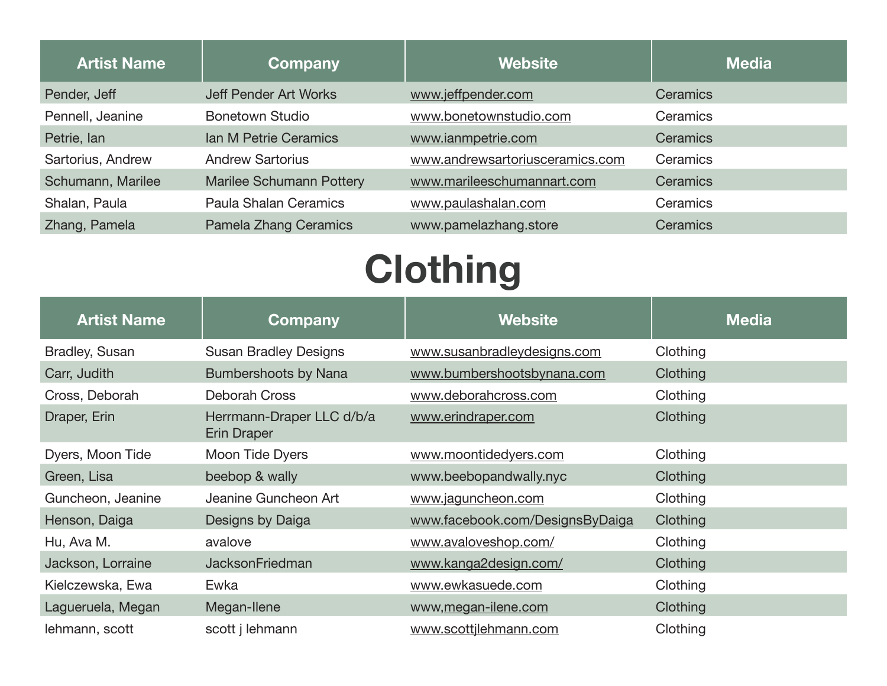| Artist Name | Company | Website | Media |
| --- | --- | --- | --- |
| Pender, Jeff | Jeff Pender Art Works | www.jeffpender.com | Ceramics |
| Pennell, Jeanine | Bonetown Studio | www.bonetownstudio.com | Ceramics |
| Petrie, Ian | Ian M Petrie Ceramics | www.ianmpetrie.com | Ceramics |
| Sartorius, Andrew | Andrew Sartorius | www.andrewsartoriusceramics.com | Ceramics |
| Schumann, Marilee | Marilee Schumann Pottery | www.marileeschumannart.com | Ceramics |
| Shalan, Paula | Paula Shalan Ceramics | www.paulashalan.com | Ceramics |
| Zhang, Pamela | Pamela Zhang Ceramics | www.pamelazhang.store | Ceramics |

# Clothing

| Artist Name | Company | Website | Media |
| --- | --- | --- | --- |
| Bradley, Susan | Susan Bradley Designs | www.susanbradleydesigns.com | Clothing |
| Carr, Judith | Bumbershoots by Nana | www.bumbershootsbynana.com | Clothing |
| Cross, Deborah | Deborah Cross | www.deborahcross.com | Clothing |
| Draper, Erin | Herrmann-Draper LLC d/b/a Erin Draper | www.erindraper.com | Clothing |
| Dyers, Moon Tide | Moon Tide Dyers | www.moontidedyers.com | Clothing |
| Green, Lisa | beebop & wally | www.beebopandwally.nyc | Clothing |
| Guncheon, Jeanine | Jeanine Guncheon Art | www.jaguncheon.com | Clothing |
| Henson, Daiga | Designs by Daiga | www.facebook.com/DesignsByDaiga | Clothing |
| Hu, Ava M. | avalove | www.avaloveshop.com/ | Clothing |
| Jackson, Lorraine | JacksonFriedman | www.kanga2design.com/ | Clothing |
| Kielczewska, Ewa | Ewka | www.ewkasuede.com | Clothing |
| Lagueruela, Megan | Megan-Ilene | www,megan-ilene.com | Clothing |
| lehmann, scott | scott j lehmann | www.scottjlehmann.com | Clothing |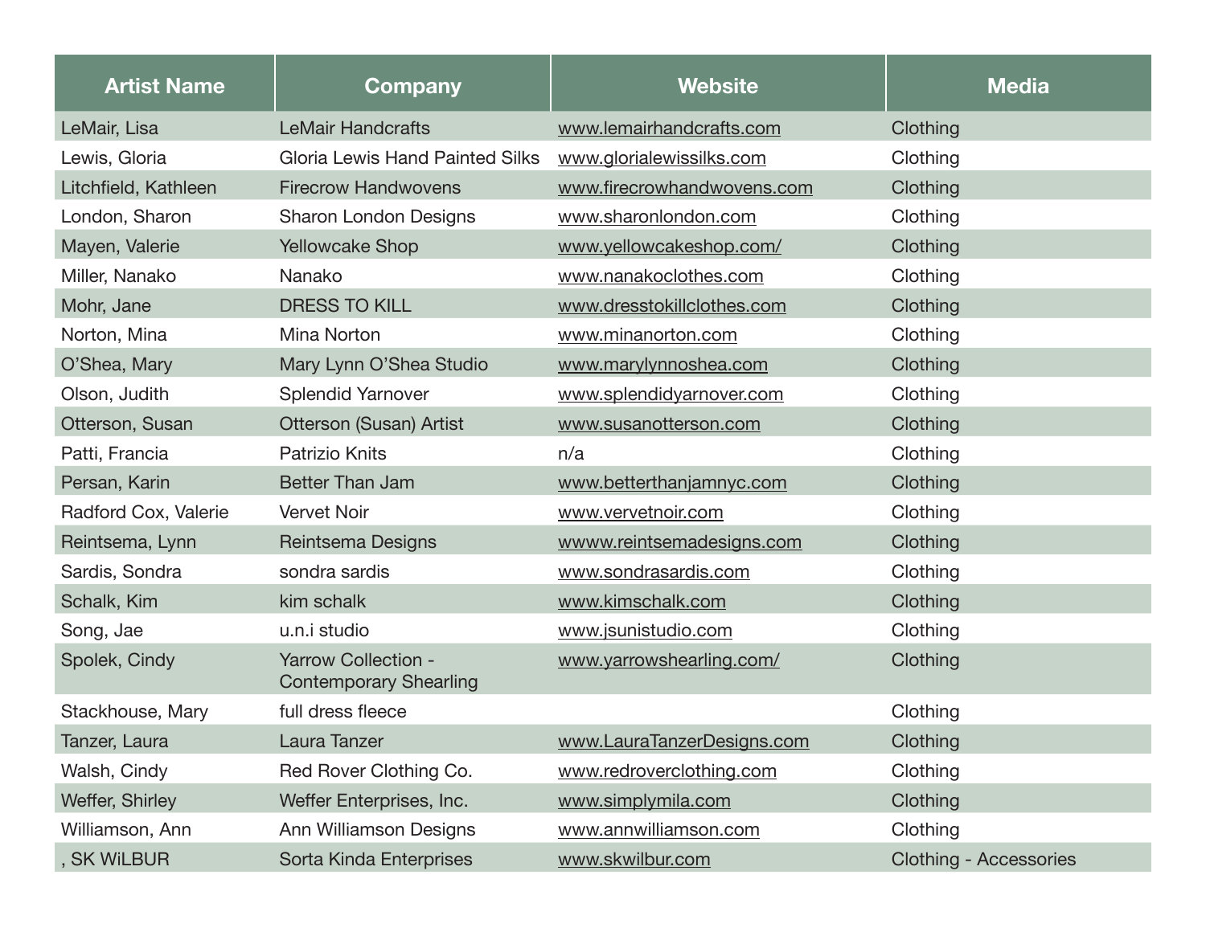| Artist Name | Company | Website | Media |
|---|---|---|---|
| LeMair, Lisa | LeMair Handcrafts | www.lemairhandcrafts.com | Clothing |
| Lewis, Gloria | Gloria Lewis Hand Painted Silks | www.glorialewissilks.com | Clothing |
| Litchfield, Kathleen | Firecrow Handwovens | www.firecrowhandwovens.com | Clothing |
| London, Sharon | Sharon London Designs | www.sharonlondon.com | Clothing |
| Mayen, Valerie | Yellowcake Shop | www.yellowcakeshop.com/ | Clothing |
| Miller, Nanako | Nanako | www.nanakoclothes.com | Clothing |
| Mohr, Jane | DRESS TO KILL | www.dresstokillclothes.com | Clothing |
| Norton, Mina | Mina Norton | www.minanorton.com | Clothing |
| O'Shea, Mary | Mary Lynn O'Shea Studio | www.marylynnoshea.com | Clothing |
| Olson, Judith | Splendid Yarnover | www.splendidyarnover.com | Clothing |
| Otterson, Susan | Otterson (Susan) Artist | www.susanotterson.com | Clothing |
| Patti, Francia | Patrizio Knits | n/a | Clothing |
| Persan, Karin | Better Than Jam | www.betterthanjamnyc.com | Clothing |
| Radford Cox, Valerie | Vervet Noir | www.vervetnoir.com | Clothing |
| Reintsema, Lynn | Reintsema Designs | wwww.reintsemadesigns.com | Clothing |
| Sardis, Sondra | sondra sardis | www.sondrasardis.com | Clothing |
| Schalk, Kim | kim schalk | www.kimschalk.com | Clothing |
| Song, Jae | u.n.i studio | www.jsunistudio.com | Clothing |
| Spolek, Cindy | Yarrow Collection - Contemporary Shearling | www.yarrowshearling.com/ | Clothing |
| Stackhouse, Mary | full dress fleece | | Clothing |
| Tanzer, Laura | Laura Tanzer | www.LauraTanzerDesigns.com | Clothing |
| Walsh, Cindy | Red Rover Clothing Co. | www.redroverclothing.com | Clothing |
| Weffer, Shirley | Weffer Enterprises, Inc. | www.simplymila.com | Clothing |
| Williamson, Ann | Ann Williamson Designs | www.annwilliamson.com | Clothing |
| , SK WiLBUR | Sorta Kinda Enterprises | www.skwilbur.com | Clothing - Accessories |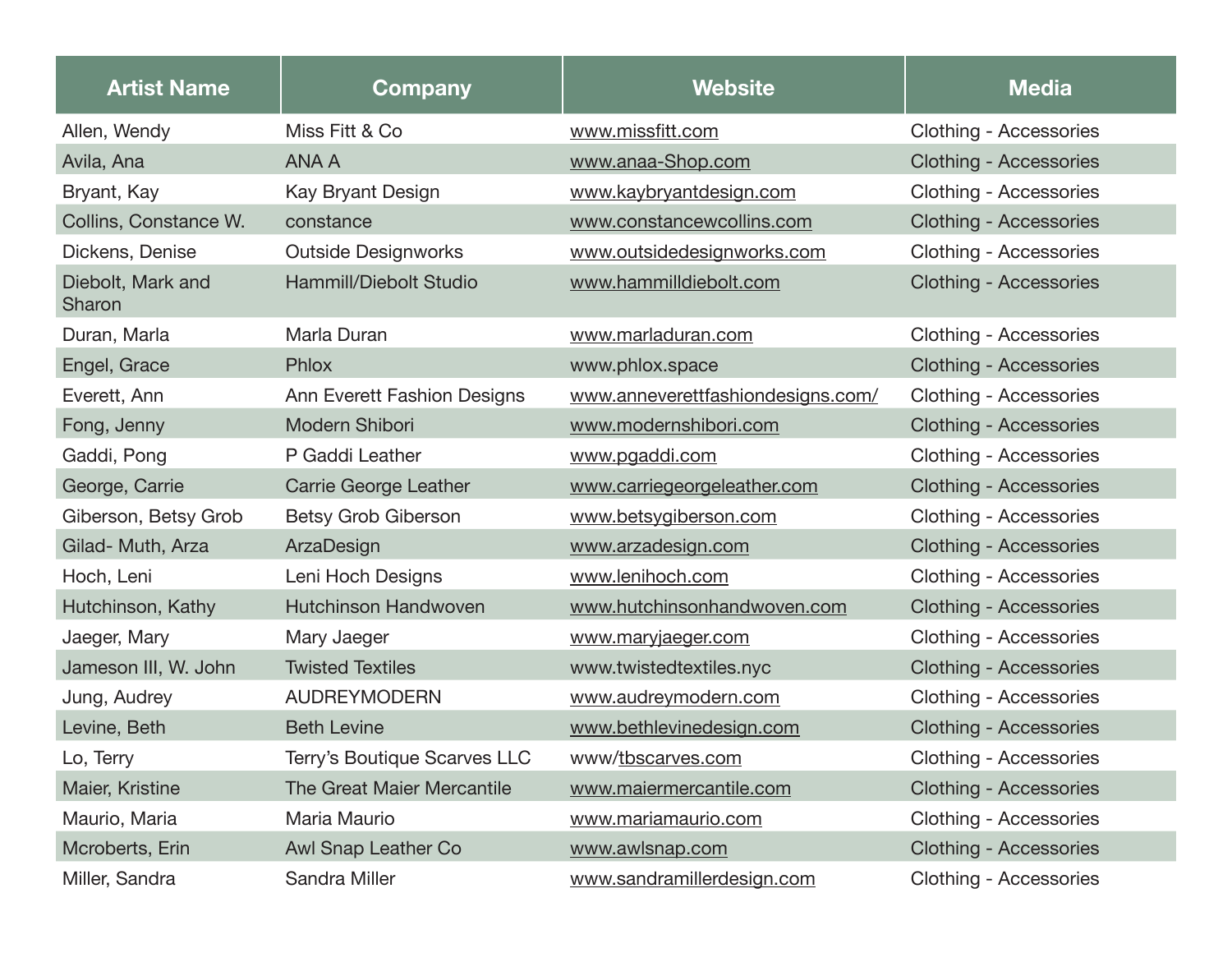| Artist Name | Company | Website | Media |
|---|---|---|---|
| Allen, Wendy | Miss Fitt & Co | www.missfitt.com | Clothing - Accessories |
| Avila, Ana | ANA A | www.anaa-Shop.com | Clothing - Accessories |
| Bryant, Kay | Kay Bryant Design | www.kaybryantdesign.com | Clothing - Accessories |
| Collins, Constance W. | constance | www.constancewcollins.com | Clothing - Accessories |
| Dickens, Denise | Outside Designworks | www.outsidedesignworks.com | Clothing - Accessories |
| Diebolt, Mark and Sharon | Hammill/Diebolt Studio | www.hammilldiebolt.com | Clothing - Accessories |
| Duran, Marla | Marla Duran | www.marladuran.com | Clothing - Accessories |
| Engel, Grace | Phlox | www.phlox.space | Clothing - Accessories |
| Everett, Ann | Ann Everett Fashion Designs | www.anneverettfashiondesigns.com/ | Clothing - Accessories |
| Fong, Jenny | Modern Shibori | www.modernshibori.com | Clothing - Accessories |
| Gaddi, Pong | P Gaddi Leather | www.pgaddi.com | Clothing - Accessories |
| George, Carrie | Carrie George Leather | www.carriegeorgeleather.com | Clothing - Accessories |
| Giberson, Betsy Grob | Betsy Grob Giberson | www.betsygiberson.com | Clothing - Accessories |
| Gilad- Muth, Arza | ArzaDesign | www.arzadesign.com | Clothing - Accessories |
| Hoch, Leni | Leni Hoch Designs | www.lenihoch.com | Clothing - Accessories |
| Hutchinson, Kathy | Hutchinson Handwoven | www.hutchinsonhandwoven.com | Clothing - Accessories |
| Jaeger, Mary | Mary Jaeger | www.maryjaeger.com | Clothing - Accessories |
| Jameson III, W. John | Twisted Textiles | www.twistedtextiles.nyc | Clothing - Accessories |
| Jung, Audrey | AUDREYMODERN | www.audreymodern.com | Clothing - Accessories |
| Levine, Beth | Beth Levine | www.bethlevinedesign.com | Clothing - Accessories |
| Lo, Terry | Terry's Boutique Scarves LLC | www/tbscarves.com | Clothing - Accessories |
| Maier, Kristine | The Great Maier Mercantile | www.maiermercantile.com | Clothing - Accessories |
| Maurio, Maria | Maria Maurio | www.mariamaurio.com | Clothing - Accessories |
| Mcroberts, Erin | Awl Snap Leather Co | www.awlsnap.com | Clothing - Accessories |
| Miller, Sandra | Sandra Miller | www.sandramillerdesign.com | Clothing - Accessories |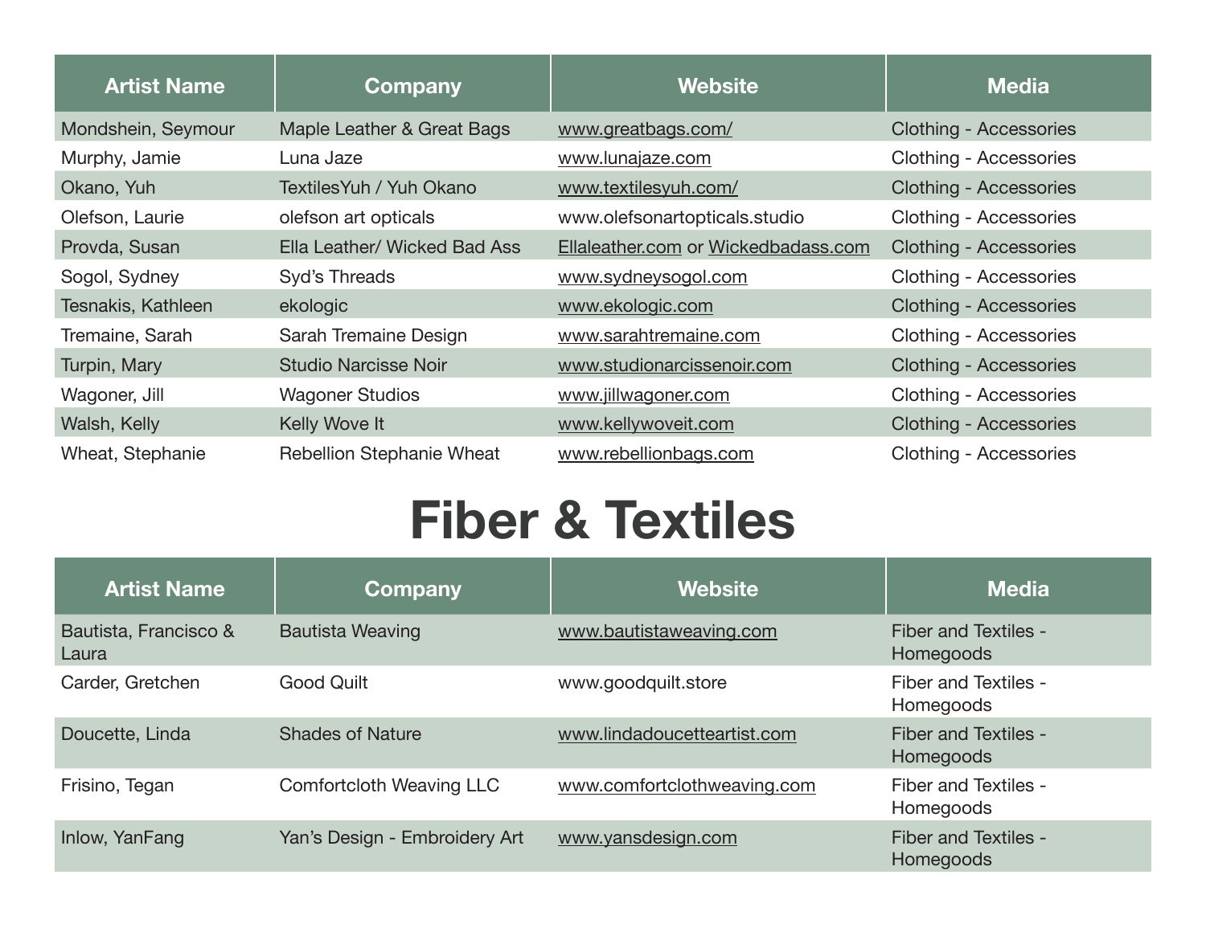| Artist Name | Company | Website | Media |
| --- | --- | --- | --- |
| Mondshein, Seymour | Maple Leather & Great Bags | www.greatbags.com/ | Clothing - Accessories |
| Murphy, Jamie | Luna Jaze | www.lunajaze.com | Clothing - Accessories |
| Okano, Yuh | TextilesYuh / Yuh Okano | www.textilesyuh.com/ | Clothing - Accessories |
| Olefson, Laurie | olefson art opticals | www.olefsonartopticals.studio | Clothing - Accessories |
| Provda, Susan | Ella Leather/ Wicked Bad Ass | Ellaleather.com or Wickedbadass.com | Clothing - Accessories |
| Sogol, Sydney | Syd's Threads | www.sydneysogol.com | Clothing - Accessories |
| Tesnakis, Kathleen | ekologic | www.ekologic.com | Clothing - Accessories |
| Tremaine, Sarah | Sarah Tremaine Design | www.sarahtremaine.com | Clothing - Accessories |
| Turpin, Mary | Studio Narcisse Noir | www.studionarcissenoir.com | Clothing - Accessories |
| Wagoner, Jill | Wagoner Studios | www.jillwagoner.com | Clothing - Accessories |
| Walsh, Kelly | Kelly Wove It | www.kellywoveit.com | Clothing - Accessories |
| Wheat, Stephanie | Rebellion Stephanie Wheat | www.rebellionbags.com | Clothing - Accessories |

# Fiber & Textiles

| Artist Name | Company | Website | Media |
| --- | --- | --- | --- |
| Bautista, Francisco & Laura | Bautista Weaving | www.bautistaweaving.com | Fiber and Textiles - Homegoods |
| Carder, Gretchen | Good Quilt | www.goodquilt.store | Fiber and Textiles - Homegoods |
| Doucette, Linda | Shades of Nature | www.lindadoucetteartist.com | Fiber and Textiles - Homegoods |
| Frisino, Tegan | Comfortcloth Weaving LLC | www.comfortclothweaving.com | Fiber and Textiles - Homegoods |
| Inlow, YanFang | Yan's Design - Embroidery Art | www.yansdesign.com | Fiber and Textiles - Homegoods |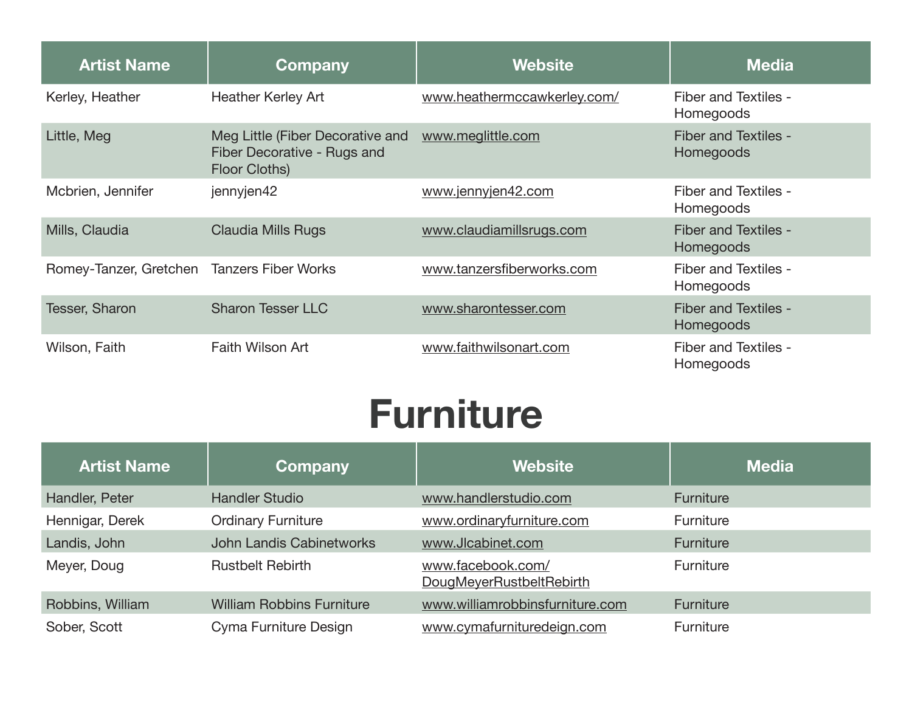| Artist Name | Company | Website | Media |
|---|---|---|---|
| Kerley, Heather | Heather Kerley Art | www.heathermccawkerley.com/ | Fiber and Textiles - Homegoods |
| Little, Meg | Meg Little (Fiber Decorative and Fiber Decorative - Rugs and Floor Cloths) | www.meglittle.com | Fiber and Textiles - Homegoods |
| Mcbrien, Jennifer | jennyjen42 | www.jennyjen42.com | Fiber and Textiles - Homegoods |
| Mills, Claudia | Claudia Mills Rugs | www.claudiamillsrugs.com | Fiber and Textiles - Homegoods |
| Romey-Tanzer, Gretchen | Tanzers Fiber Works | www.tanzersfiberworks.com | Fiber and Textiles - Homegoods |
| Tesser, Sharon | Sharon Tesser LLC | www.sharontesser.com | Fiber and Textiles - Homegoods |
| Wilson, Faith | Faith Wilson Art | www.faithwilsonart.com | Fiber and Textiles - Homegoods |

# Furniture

| Artist Name | Company | Website | Media |
|---|---|---|---|
| Handler, Peter | Handler Studio | www.handlerstudio.com | Furniture |
| Hennigar, Derek | Ordinary Furniture | www.ordinaryfurniture.com | Furniture |
| Landis, John | John Landis Cabinetworks | www.Jlcabinet.com | Furniture |
| Meyer, Doug | Rustbelt Rebirth | www.facebook.com/DougMeyerRustbeltRebirth | Furniture |
| Robbins, William | William Robbins Furniture | www.williamrobbinsfurniture.com | Furniture |
| Sober, Scott | Cyma Furniture Design | www.cymafurnituredeign.com | Furniture |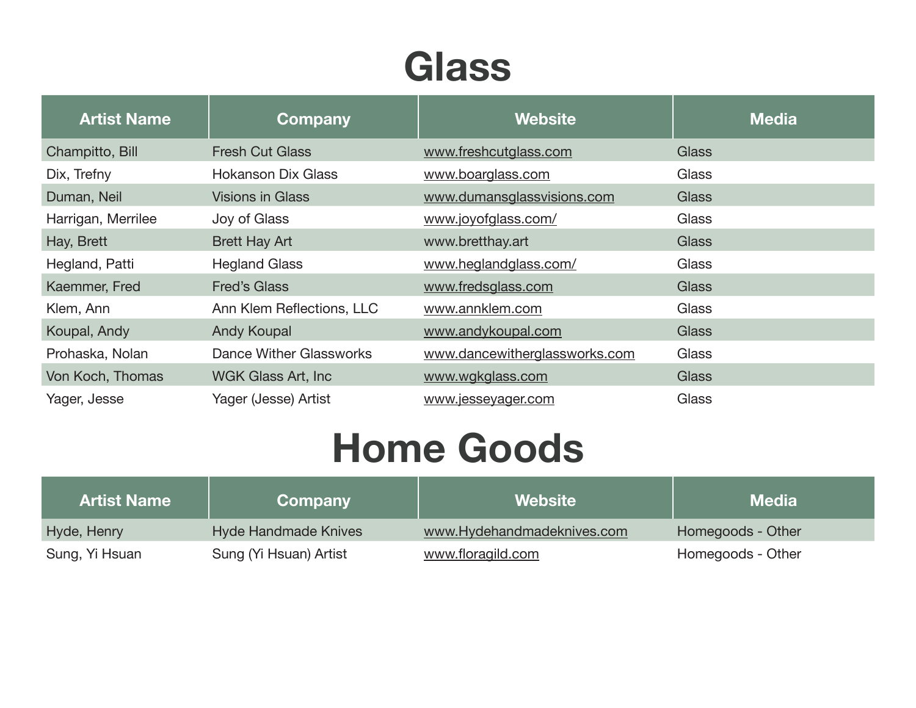# Glass

| Artist Name | Company | Website | Media |
|---|---|---|---|
| Champitto, Bill | Fresh Cut Glass | www.freshcutglass.com | Glass |
| Dix, Trefny | Hokanson Dix Glass | www.boarglass.com | Glass |
| Duman, Neil | Visions in Glass | www.dumansglassvisions.com | Glass |
| Harrigan, Merrilee | Joy of Glass | www.joyofglass.com/ | Glass |
| Hay, Brett | Brett Hay Art | www.bretthay.art | Glass |
| Hegland, Patti | Hegland Glass | www.heglandglass.com/ | Glass |
| Kaemmer, Fred | Fred's Glass | www.fredsglass.com | Glass |
| Klem, Ann | Ann Klem Reflections, LLC | www.annklem.com | Glass |
| Koupal, Andy | Andy Koupal | www.andykoupal.com | Glass |
| Prohaska, Nolan | Dance Wither Glassworks | www.dancewitherglassworks.com | Glass |
| Von Koch, Thomas | WGK Glass Art, Inc | www.wgkglass.com | Glass |
| Yager, Jesse | Yager (Jesse) Artist | www.jesseyager.com | Glass |

# Home Goods

| Artist Name | Company | Website | Media |
|---|---|---|---|
| Hyde, Henry | Hyde Handmade Knives | www.Hydehandmadeknives.com | Homegoods - Other |
| Sung, Yi Hsuan | Sung (Yi Hsuan) Artist | www.floragild.com | Homegoods - Other |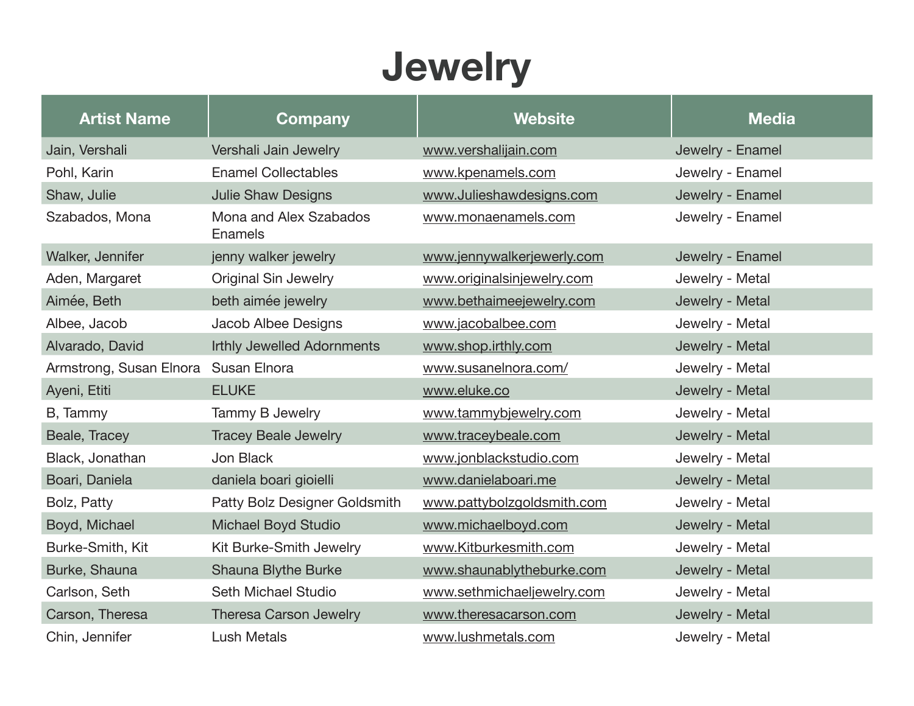# Jewelry

| Artist Name | Company | Website | Media |
| --- | --- | --- | --- |
| Jain, Vershali | Vershali Jain Jewelry | www.vershalijain.com | Jewelry - Enamel |
| Pohl, Karin | Enamel Collectables | www.kpenamels.com | Jewelry - Enamel |
| Shaw, Julie | Julie Shaw Designs | www.Julieshawdesigns.com | Jewelry - Enamel |
| Szabados, Mona | Mona and Alex Szabados Enamels | www.monaenamels.com | Jewelry - Enamel |
| Walker, Jennifer | jenny walker jewelry | www.jennywalkerjewelry.com | Jewelry - Enamel |
| Aden, Margaret | Original Sin Jewelry | www.originalsinjewelry.com | Jewelry - Metal |
| Aimée, Beth | beth aimée jewelry | www.bethaimeejewelry.com | Jewelry - Metal |
| Albee, Jacob | Jacob Albee Designs | www.jacobalbee.com | Jewelry - Metal |
| Alvarado, David | Irthly Jewelled Adornments | www.shop.irthly.com | Jewelry - Metal |
| Armstrong, Susan Elnora | Susan Elnora | www.susanelnora.com/ | Jewelry - Metal |
| Ayeni, Etiti | ELUKE | www.eluke.co | Jewelry - Metal |
| B, Tammy | Tammy B Jewelry | www.tammybjewelry.com | Jewelry - Metal |
| Beale, Tracey | Tracey Beale Jewelry | www.traceybeale.com | Jewelry - Metal |
| Black, Jonathan | Jon Black | www.jonblackstudio.com | Jewelry - Metal |
| Boari, Daniela | daniela boari gioielli | www.danielaboari.me | Jewelry - Metal |
| Bolz, Patty | Patty Bolz Designer Goldsmith | www.pattybolzgoldsmith.com | Jewelry - Metal |
| Boyd, Michael | Michael Boyd Studio | www.michaelboyd.com | Jewelry - Metal |
| Burke-Smith, Kit | Kit Burke-Smith Jewelry | www.Kitburkesmith.com | Jewelry - Metal |
| Burke, Shauna | Shauna Blythe Burke | www.shaunablytheburke.com | Jewelry - Metal |
| Carlson, Seth | Seth Michael Studio | www.sethmichaeljewelry.com | Jewelry - Metal |
| Carson, Theresa | Theresa Carson Jewelry | www.theresacarson.com | Jewelry - Metal |
| Chin, Jennifer | Lush Metals | www.lushmetals.com | Jewelry - Metal |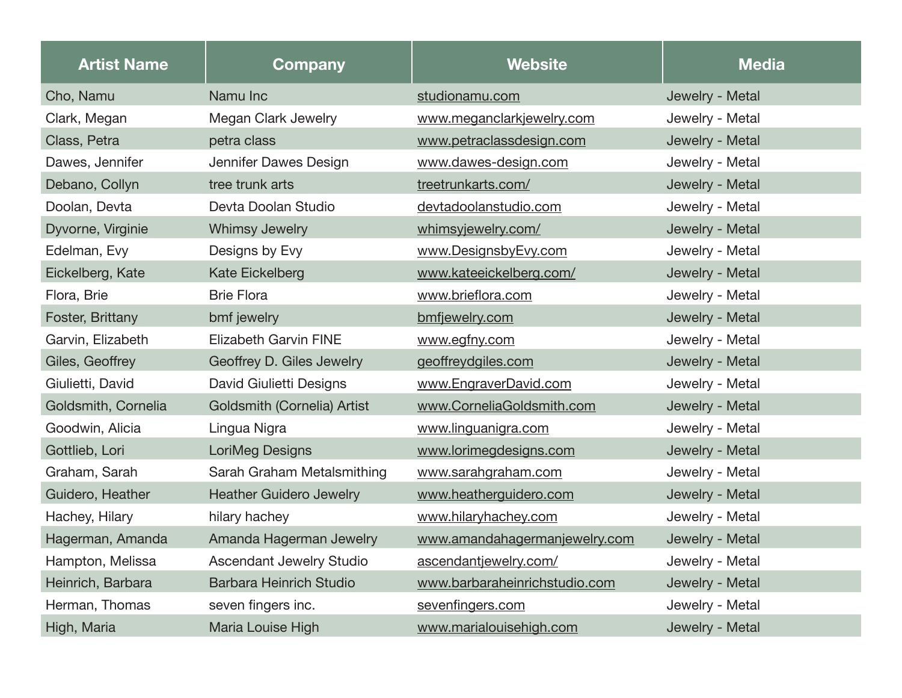| Artist Name | Company | Website | Media |
|---|---|---|---|
| Cho, Namu | Namu Inc | studionamu.com | Jewelry - Metal |
| Clark, Megan | Megan Clark Jewelry | www.meganclarkjewelry.com | Jewelry - Metal |
| Class, Petra | petra class | www.petraclassdesign.com | Jewelry - Metal |
| Dawes, Jennifer | Jennifer Dawes Design | www.dawes-design.com | Jewelry - Metal |
| Debano, Collyn | tree trunk arts | treetrunkarts.com/ | Jewelry - Metal |
| Doolan, Devta | Devta Doolan Studio | devtadoolanstudio.com | Jewelry - Metal |
| Dyvorne, Virginie | Whimsy Jewelry | whimsyjewelry.com/ | Jewelry - Metal |
| Edelman, Evy | Designs by Evy | www.DesignsbyEvy.com | Jewelry - Metal |
| Eickelberg, Kate | Kate Eickelberg | www.kateeickelberg.com/ | Jewelry - Metal |
| Flora, Brie | Brie Flora | www.brieflora.com | Jewelry - Metal |
| Foster, Brittany | bmf jewelry | bmfjewelry.com | Jewelry - Metal |
| Garvin, Elizabeth | Elizabeth Garvin FINE | www.egfny.com | Jewelry - Metal |
| Giles, Geoffrey | Geoffrey D. Giles Jewelry | geoffreydgiles.com | Jewelry - Metal |
| Giulietti, David | David Giulietti Designs | www.EngraverDavid.com | Jewelry - Metal |
| Goldsmith, Cornelia | Goldsmith (Cornelia) Artist | www.CorneliaGoldsmith.com | Jewelry - Metal |
| Goodwin, Alicia | Lingua Nigra | www.linguanigra.com | Jewelry - Metal |
| Gottlieb, Lori | LoriMeg Designs | www.lorimegdesigns.com | Jewelry - Metal |
| Graham, Sarah | Sarah Graham Metalsmithing | www.sarahgraham.com | Jewelry - Metal |
| Guidero, Heather | Heather Guidero Jewelry | www.heatherguidero.com | Jewelry - Metal |
| Hachey, Hilary | hilary hachey | www.hilaryhachey.com | Jewelry - Metal |
| Hagerman, Amanda | Amanda Hagerman Jewelry | www.amandahagermanjewelry.com | Jewelry - Metal |
| Hampton, Melissa | Ascendant Jewelry Studio | ascendantjewelry.com/ | Jewelry - Metal |
| Heinrich, Barbara | Barbara Heinrich Studio | www.barbaraheinrichstudio.com | Jewelry - Metal |
| Herman, Thomas | seven fingers inc. | sevenfingers.com | Jewelry - Metal |
| High, Maria | Maria Louise High | www.marialouisehigh.com | Jewelry - Metal |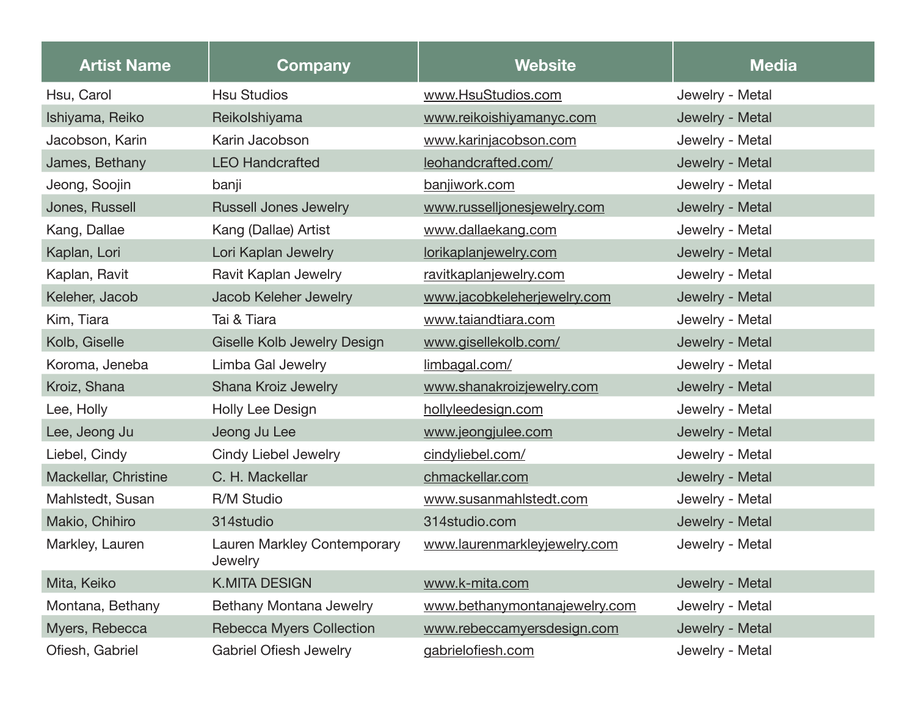| Artist Name | Company | Website | Media |
|---|---|---|---|
| Hsu, Carol | Hsu Studios | www.HsuStudios.com | Jewelry - Metal |
| Ishiyama, Reiko | ReikoIshiyama | www.reikoishiyamanyc.com | Jewelry - Metal |
| Jacobson, Karin | Karin Jacobson | www.karinjacobson.com | Jewelry - Metal |
| James, Bethany | LEO Handcrafted | leohandcrafted.com/ | Jewelry - Metal |
| Jeong, Soojin | banji | banjiwork.com | Jewelry - Metal |
| Jones, Russell | Russell Jones Jewelry | www.russelljonesjewelry.com | Jewelry - Metal |
| Kang, Dallae | Kang (Dallae) Artist | www.dallaekang.com | Jewelry - Metal |
| Kaplan, Lori | Lori Kaplan Jewelry | lorikaplanjewelry.com | Jewelry - Metal |
| Kaplan, Ravit | Ravit Kaplan Jewelry | ravitkaplanjewelry.com | Jewelry - Metal |
| Keleher, Jacob | Jacob Keleher Jewelry | www.jacobkeleherjewelry.com | Jewelry - Metal |
| Kim, Tiara | Tai & Tiara | www.taiandtiara.com | Jewelry - Metal |
| Kolb, Giselle | Giselle Kolb Jewelry Design | www.gisellekolb.com/ | Jewelry - Metal |
| Koroma, Jeneba | Limba Gal Jewelry | limbagal.com/ | Jewelry - Metal |
| Kroiz, Shana | Shana Kroiz Jewelry | www.shanakroizjewelry.com | Jewelry - Metal |
| Lee, Holly | Holly Lee Design | hollyleedesign.com | Jewelry - Metal |
| Lee, Jeong Ju | Jeong Ju Lee | www.jeongjulee.com | Jewelry - Metal |
| Liebel, Cindy | Cindy Liebel Jewelry | cindyliebel.com/ | Jewelry - Metal |
| Mackellar, Christine | C. H. Mackellar | chmackellar.com | Jewelry - Metal |
| Mahlstedt, Susan | R/M Studio | www.susanmahlstedt.com | Jewelry - Metal |
| Makio, Chihiro | 314studio | 314studio.com | Jewelry - Metal |
| Markley, Lauren | Lauren Markley Contemporary Jewelry | www.laurenmarkleyjewelry.com | Jewelry - Metal |
| Mita, Keiko | K.MITA DESIGN | www.k-mita.com | Jewelry - Metal |
| Montana, Bethany | Bethany Montana Jewelry | www.bethanymontanajewelry.com | Jewelry - Metal |
| Myers, Rebecca | Rebecca Myers Collection | www.rebeccamyersdesign.com | Jewelry - Metal |
| Ofiesh, Gabriel | Gabriel Ofiesh Jewelry | gabrielofiesh.com | Jewelry - Metal |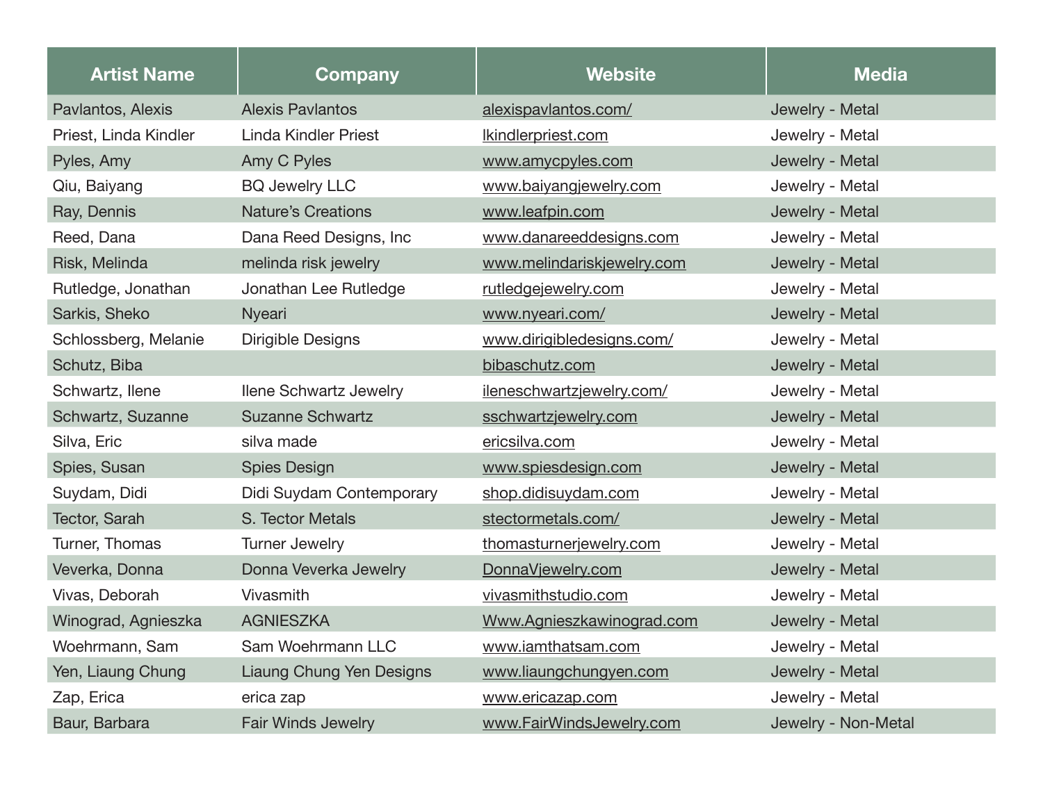| Artist Name | Company | Website | Media |
| --- | --- | --- | --- |
| Pavlantos, Alexis | Alexis Pavlantos | alexispavlantos.com/ | Jewelry - Metal |
| Priest, Linda Kindler | Linda Kindler Priest | lkindlerpriest.com | Jewelry - Metal |
| Pyles, Amy | Amy C Pyles | www.amycpyles.com | Jewelry - Metal |
| Qiu, Baiyang | BQ Jewelry LLC | www.baiyangjewelry.com | Jewelry - Metal |
| Ray, Dennis | Nature's Creations | www.leafpin.com | Jewelry - Metal |
| Reed, Dana | Dana Reed Designs, Inc | www.danareeddesigns.com | Jewelry - Metal |
| Risk, Melinda | melinda risk jewelry | www.melindariskjewelry.com | Jewelry - Metal |
| Rutledge, Jonathan | Jonathan Lee Rutledge | rutledgejewelry.com | Jewelry - Metal |
| Sarkis, Sheko | Nyeari | www.nyeari.com/ | Jewelry - Metal |
| Schlossberg, Melanie | Dirigible Designs | www.dirigibledesigns.com/ | Jewelry - Metal |
| Schutz, Biba | | bibaschutz.com | Jewelry - Metal |
| Schwartz, Ilene | Ilene Schwartz Jewelry | ileneschwartzjewelry.com/ | Jewelry - Metal |
| Schwartz, Suzanne | Suzanne Schwartz | sschwartzjewelry.com | Jewelry - Metal |
| Silva, Eric | silva made | ericsilva.com | Jewelry - Metal |
| Spies, Susan | Spies Design | www.spiesdesign.com | Jewelry - Metal |
| Suydam, Didi | Didi Suydam Contemporary | shop.didisuydam.com | Jewelry - Metal |
| Tector, Sarah | S. Tector Metals | stectormetals.com/ | Jewelry - Metal |
| Turner, Thomas | Turner Jewelry | thomasturnerjewelry.com | Jewelry - Metal |
| Veverka, Donna | Donna Veverka Jewelry | DonnaVjewelry.com | Jewelry - Metal |
| Vivas, Deborah | Vivasmith | vivasmithstudio.com | Jewelry - Metal |
| Winograd, Agnieszka | AGNIESZKA | Www.Agnieszkawinograd.com | Jewelry - Metal |
| Woehrmann, Sam | Sam Woehrmann LLC | www.iamthatsam.com | Jewelry - Metal |
| Yen, Liaung Chung | Liaung Chung Yen Designs | www.liaungchungyen.com | Jewelry - Metal |
| Zap, Erica | erica zap | www.ericazap.com | Jewelry - Metal |
| Baur, Barbara | Fair Winds Jewelry | www.FairWindsJewelry.com | Jewelry - Non-Metal |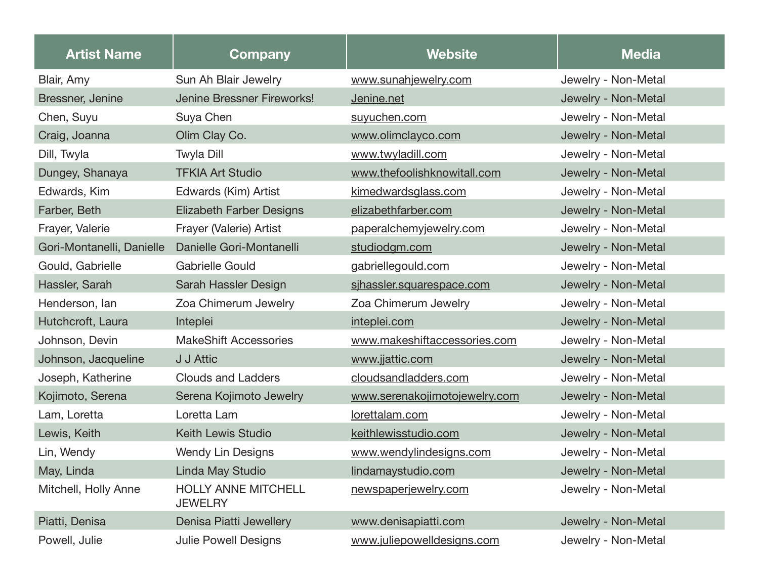| Artist Name | Company | Website | Media |
|---|---|---|---|
| Blair, Amy | Sun Ah Blair Jewelry | www.sunahjewelry.com | Jewelry - Non-Metal |
| Bressner, Jenine | Jenine Bressner Fireworks! | Jenine.net | Jewelry - Non-Metal |
| Chen, Suyu | Suya Chen | suyuchen.com | Jewelry - Non-Metal |
| Craig, Joanna | Olim Clay Co. | www.olimclayco.com | Jewelry - Non-Metal |
| Dill, Twyla | Twyla Dill | www.twyladill.com | Jewelry - Non-Metal |
| Dungey, Shanaya | TFKIA Art Studio | www.thefoolishknowitall.com | Jewelry - Non-Metal |
| Edwards, Kim | Edwards (Kim) Artist | kimedwardsglass.com | Jewelry - Non-Metal |
| Farber, Beth | Elizabeth Farber Designs | elizabethfarber.com | Jewelry - Non-Metal |
| Frayer, Valerie | Frayer (Valerie) Artist | paperalchemyjewelry.com | Jewelry - Non-Metal |
| Gori-Montanelli, Danielle | Danielle Gori-Montanelli | studiodgm.com | Jewelry - Non-Metal |
| Gould, Gabrielle | Gabrielle Gould | gabriellegould.com | Jewelry - Non-Metal |
| Hassler, Sarah | Sarah Hassler Design | sjhassler.squarespace.com | Jewelry - Non-Metal |
| Henderson, Ian | Zoa Chimerum Jewelry | Zoa Chimerum Jewelry | Jewelry - Non-Metal |
| Hutchcroft, Laura | Inteplei | inteplei.com | Jewelry - Non-Metal |
| Johnson, Devin | MakeShift Accessories | www.makeshiftaccessories.com | Jewelry - Non-Metal |
| Johnson, Jacqueline | J J Attic | www.jjattic.com | Jewelry - Non-Metal |
| Joseph, Katherine | Clouds and Ladders | cloudsandladders.com | Jewelry - Non-Metal |
| Kojimoto, Serena | Serena Kojimoto Jewelry | www.serenakojimotojewelry.com | Jewelry - Non-Metal |
| Lam, Loretta | Loretta Lam | lorettalam.com | Jewelry - Non-Metal |
| Lewis, Keith | Keith Lewis Studio | keithlewisstudio.com | Jewelry - Non-Metal |
| Lin, Wendy | Wendy Lin Designs | www.wendylindesigns.com | Jewelry - Non-Metal |
| May, Linda | Linda May Studio | lindamaystudio.com | Jewelry - Non-Metal |
| Mitchell, Holly Anne | HOLLY ANNE MITCHELL JEWELRY | newspaperjewelry.com | Jewelry - Non-Metal |
| Piatti, Denisa | Denisa Piatti Jewellery | www.denisapiatti.com | Jewelry - Non-Metal |
| Powell, Julie | Julie Powell Designs | www.juliepowelldesigns.com | Jewelry - Non-Metal |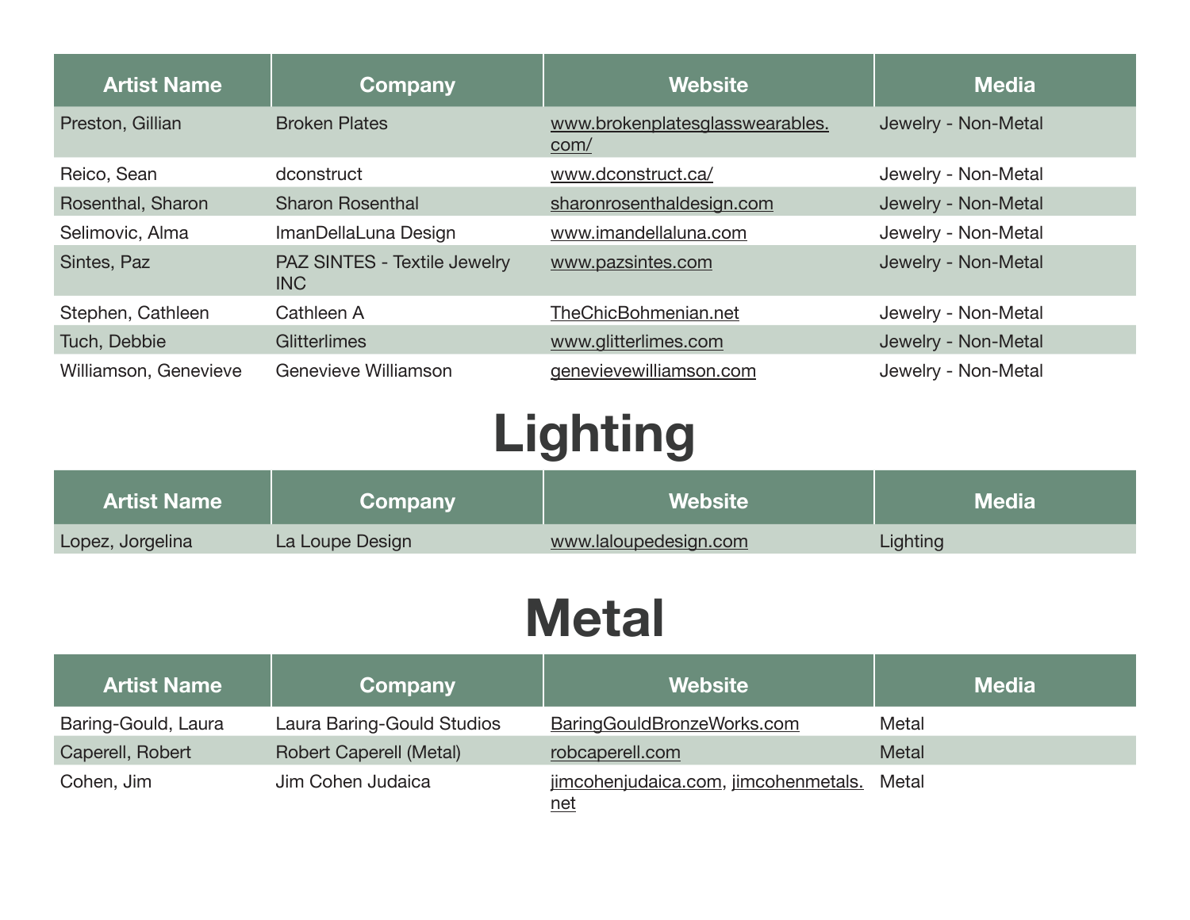| Artist Name | Company | Website | Media |
| --- | --- | --- | --- |
| Preston, Gillian | Broken Plates | www.brokenplatesglasswearables.com/ | Jewelry - Non-Metal |
| Reico, Sean | dconstruct | www.dconstruct.ca/ | Jewelry - Non-Metal |
| Rosenthal, Sharon | Sharon Rosenthal | sharonrosenthaldesign.com | Jewelry - Non-Metal |
| Selimovic, Alma | ImanDellaLuna Design | www.imandellaluna.com | Jewelry - Non-Metal |
| Sintes, Paz | PAZ SINTES - Textile Jewelry INC | www.pazsintes.com | Jewelry - Non-Metal |
| Stephen, Cathleen | Cathleen A | TheChicBohmenian.net | Jewelry - Non-Metal |
| Tuch, Debbie | Glitterlimes | www.glitterlimes.com | Jewelry - Non-Metal |
| Williamson, Genevieve | Genevieve Williamson | genevievewilliamson.com | Jewelry - Non-Metal |

# Lighting

| Artist Name | Company | Website | Media |
| --- | --- | --- | --- |
| Lopez, Jorgelina | La Loupe Design | www.laloupedesign.com | Lighting |

# Metal

| Artist Name | Company | Website | Media |
| --- | --- | --- | --- |
| Baring-Gould, Laura | Laura Baring-Gould Studios | BaringGouldBronzeWorks.com | Metal |
| Caperell, Robert | Robert Caperell (Metal) | robcaperell.com | Metal |
| Cohen, Jim | Jim Cohen Judaica | jimcohenjudaica.com, jimcohenmetals.net | Metal |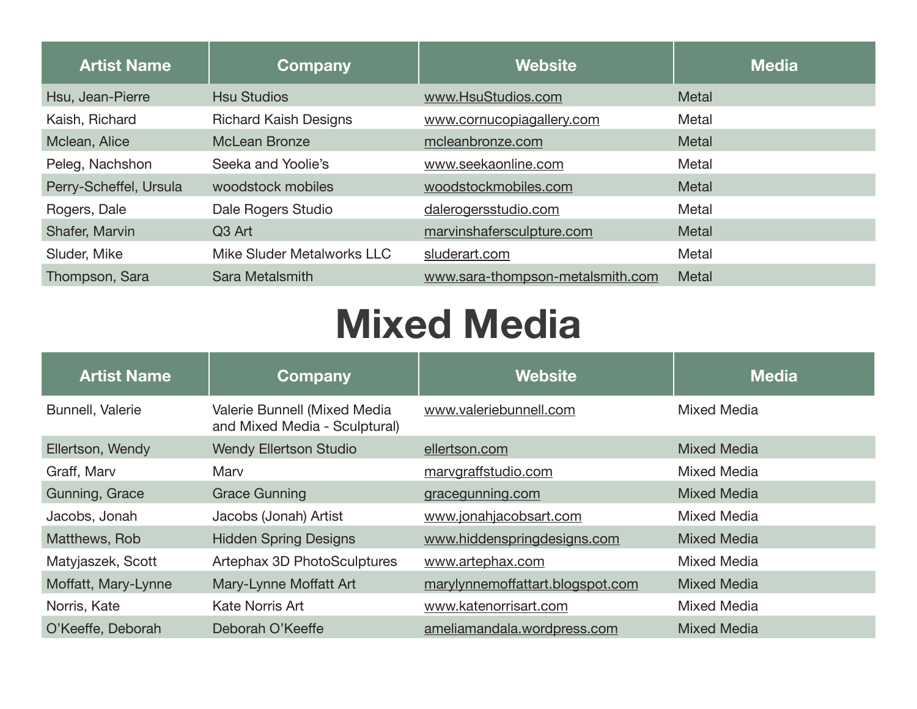| Artist Name | Company | Website | Media |
|---|---|---|---|
| Hsu, Jean-Pierre | Hsu Studios | www.HsuStudios.com | Metal |
| Kaish, Richard | Richard Kaish Designs | www.cornucopiagallery.com | Metal |
| Mclean, Alice | McLean Bronze | mcleanbronze.com | Metal |
| Peleg, Nachshon | Seeka and Yoolie's | www.seekaonline.com | Metal |
| Perry-Scheffel, Ursula | woodstock mobiles | woodstockmobiles.com | Metal |
| Rogers, Dale | Dale Rogers Studio | dalerogersstudio.com | Metal |
| Shafer, Marvin | Q3 Art | marvinshafersculpture.com | Metal |
| Sluder, Mike | Mike Sluder Metalworks LLC | sluderart.com | Metal |
| Thompson, Sara | Sara Metalsmith | www.sara-thompson-metalsmith.com | Metal |

# Mixed Media

| Artist Name | Company | Website | Media |
|---|---|---|---|
| Bunnell, Valerie | Valerie Bunnell (Mixed Media and Mixed Media - Sculptural) | www.valeriebunnell.com | Mixed Media |
| Ellertson, Wendy | Wendy Ellertson Studio | ellertson.com | Mixed Media |
| Graff, Marv | Marv | marvgraffstudio.com | Mixed Media |
| Gunning, Grace | Grace Gunning | gracegunning.com | Mixed Media |
| Jacobs, Jonah | Jacobs (Jonah) Artist | www.jonahjacobsart.com | Mixed Media |
| Matthews, Rob | Hidden Spring Designs | www.hiddenspringdesigns.com | Mixed Media |
| Matyjaszek, Scott | Artephax 3D PhotoSculptures | www.artephax.com | Mixed Media |
| Moffatt, Mary-Lynne | Mary-Lynne Moffatt Art | marylynnemoffattart.blogspot.com | Mixed Media |
| Norris, Kate | Kate Norris Art | www.katenorrisart.com | Mixed Media |
| O'Keeffe, Deborah | Deborah O'Keeffe | ameliamandala.wordpress.com | Mixed Media |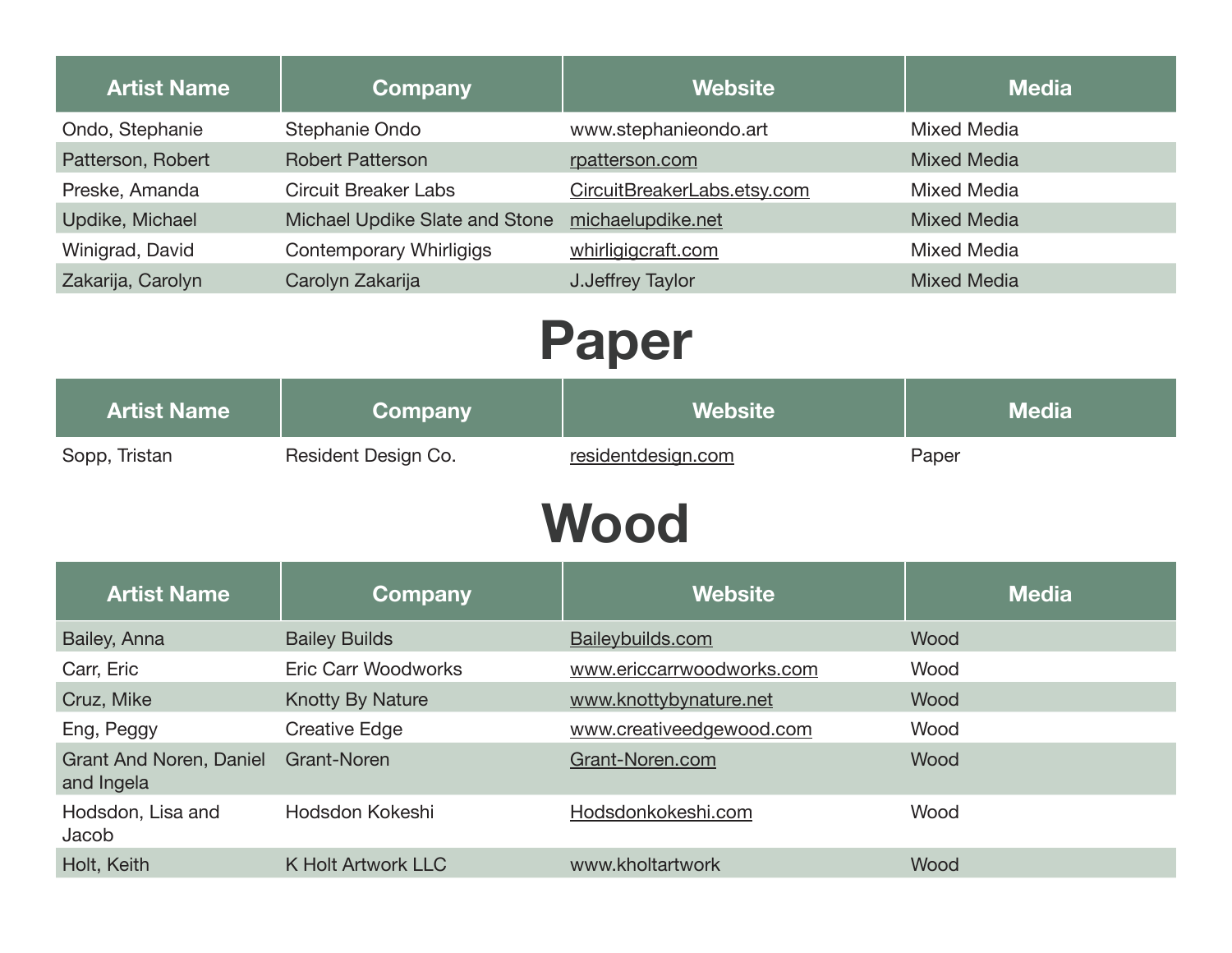| Artist Name | Company | Website | Media |
| --- | --- | --- | --- |
| Ondo, Stephanie | Stephanie Ondo | www.stephanieondo.art | Mixed Media |
| Patterson, Robert | Robert Patterson | rpatterson.com | Mixed Media |
| Preske, Amanda | Circuit Breaker Labs | CircuitBreakerLabs.etsy.com | Mixed Media |
| Updike, Michael | Michael Updike Slate and Stone | michaelupdike.net | Mixed Media |
| Winigrad, David | Contemporary Whirligigs | whirligigcraft.com | Mixed Media |
| Zakarija, Carolyn | Carolyn Zakarija | J.Jeffrey Taylor | Mixed Media |

# Paper

| Artist Name | Company | Website | Media |
| --- | --- | --- | --- |
| Sopp, Tristan | Resident Design Co. | residentdesign.com | Paper |

# Wood

| Artist Name | Company | Website | Media |
| --- | --- | --- | --- |
| Bailey, Anna | Bailey Builds | Baileybuilds.com | Wood |
| Carr, Eric | Eric Carr Woodworks | www.ericcarrwoodworks.com | Wood |
| Cruz, Mike | Knotty By Nature | www.knottybynature.net | Wood |
| Eng, Peggy | Creative Edge | www.creativeedgewood.com | Wood |
| Grant And Noren, Daniel and Ingela | Grant-Noren | Grant-Noren.com | Wood |
| Hodsdon, Lisa and Jacob | Hodsdon Kokeshi | Hodsdonkokeshi.com | Wood |
| Holt, Keith | K Holt Artwork LLC | www.kholtartwork | Wood |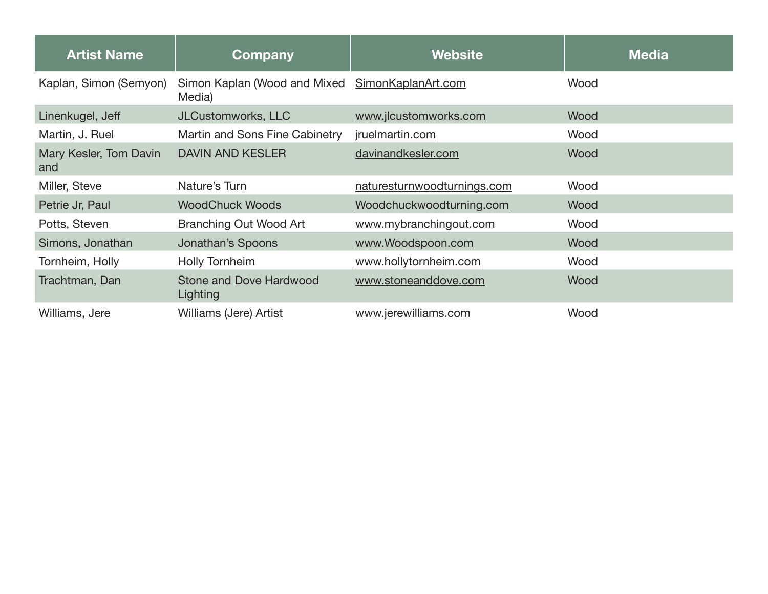| Artist Name | Company | Website | Media |
|---|---|---|---|
| Kaplan, Simon (Semyon) | Simon Kaplan (Wood and Mixed Media) | SimonKaplanArt.com | Wood |
| Linenkugel, Jeff | JLCustomworks, LLC | www.jlcustomworks.com | Wood |
| Martin, J. Ruel | Martin and Sons Fine Cabinetry | jruelmartin.com | Wood |
| Mary Kesler, Tom Davin and | DAVIN AND KESLER | davinandkesler.com | Wood |
| Miller, Steve | Nature's Turn | naturesturnwoodturnings.com | Wood |
| Petrie Jr, Paul | WoodChuck Woods | Woodchuckwoodturning.com | Wood |
| Potts, Steven | Branching Out Wood Art | www.mybranchingout.com | Wood |
| Simons, Jonathan | Jonathan's Spoons | www.Woodspoon.com | Wood |
| Tornheim, Holly | Holly Tornheim | www.hollytornheim.com | Wood |
| Trachtman, Dan | Stone and Dove Hardwood Lighting | www.stoneanddove.com | Wood |
| Williams, Jere | Williams (Jere) Artist | www.jerewilliams.com | Wood |